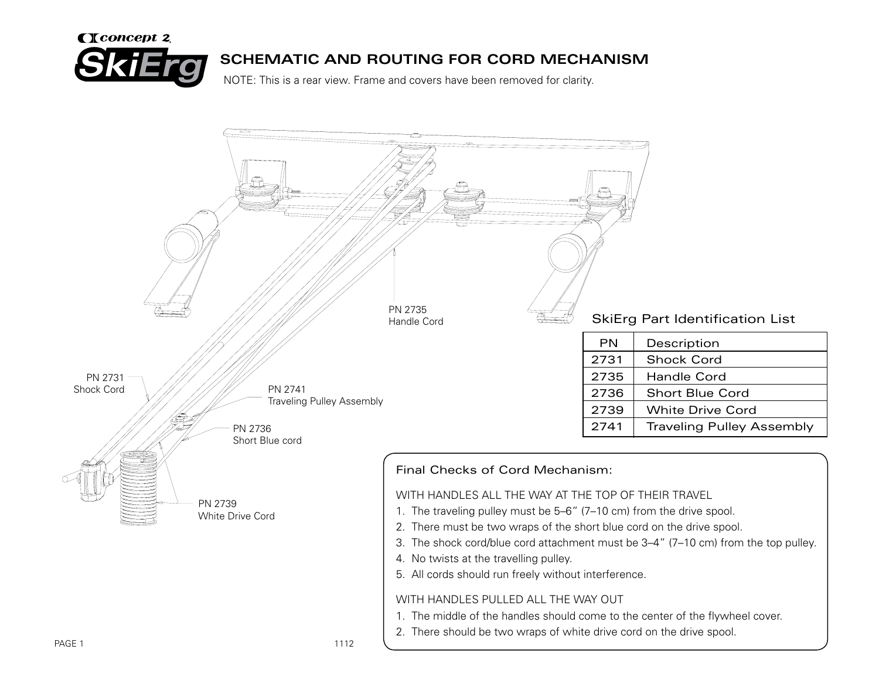Concept 2 SkiErg

# SCHEMATIC AND ROUTING FOR CORD MECHANISM

NOTE: This is a rear view. Frame and covers have been removed for clarity.

PN 2735
Handle Cord

PN 2731
Shock Cord

PN 2741
Traveling Pulley Assembly

PN 2736
Short Blue cord

PN 2739
White Drive Cord

## SkiErg Part Identification List

| PN | Description |
|---|---|
| 2731 | Shock Cord |
| 2735 | Handle Cord |
| 2736 | Short Blue Cord |
| 2739 | White Drive Cord |
| 2741 | Traveling Pulley Assembly |

## Final Checks of Cord Mechanism:

WITH HANDLES ALL THE WAY AT THE TOP OF THEIR TRAVEL

1. The traveling pulley must be 5–6″ (7–10 cm) from the drive spool.
2. There must be two wraps of the short blue cord on the drive spool.
3. The shock cord/blue cord attachment must be 3–4″ (7–10 cm) from the top pulley.
4. No twists at the travelling pulley.
5. All cords should run freely without interference.

WITH HANDLES PULLED ALL THE WAY OUT

1. The middle of the handles should come to the center of the flywheel cover.
2. There should be two wraps of white drive cord on the drive spool.

1112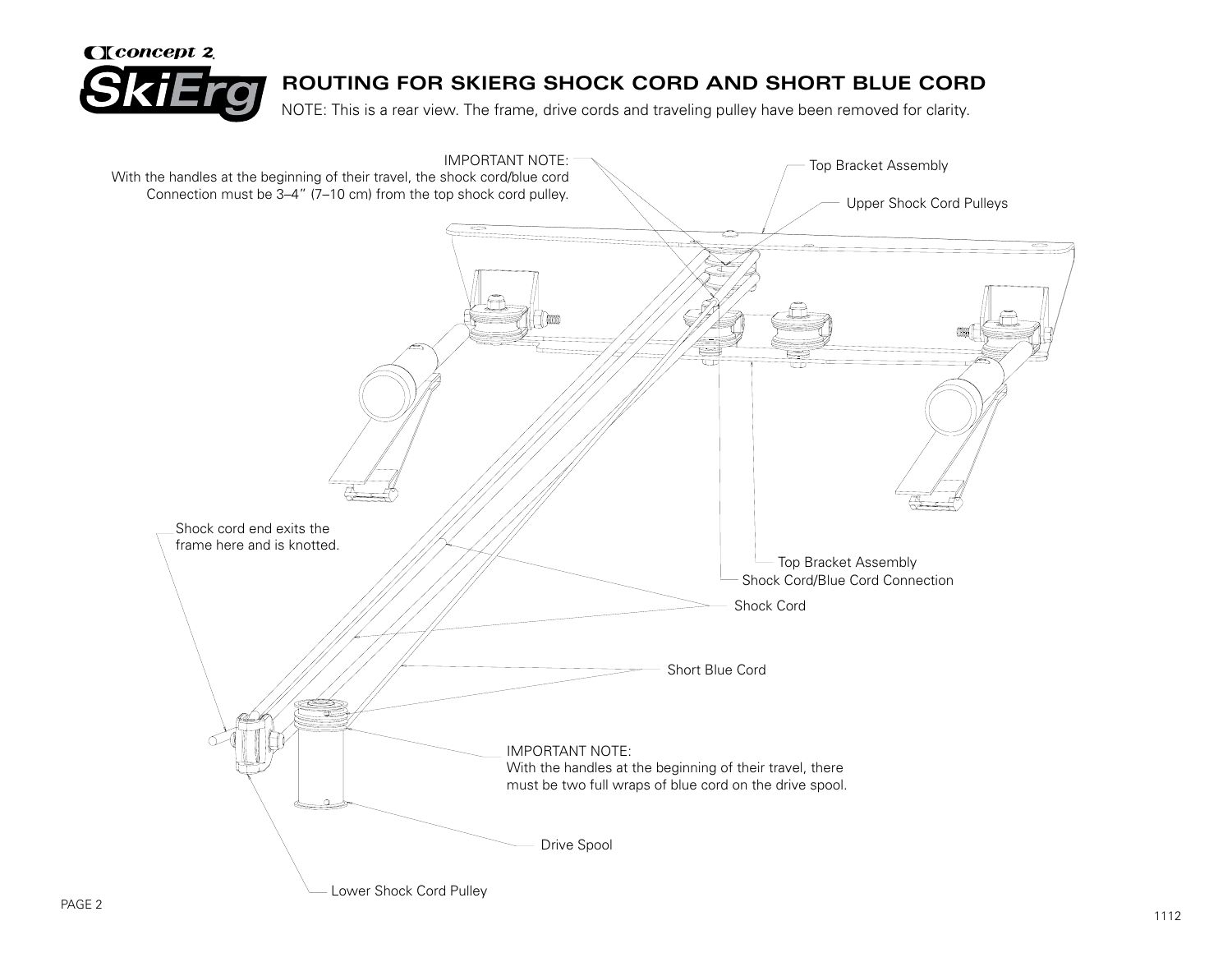# ROUTING FOR SKIERG SHOCK CORD AND SHORT BLUE CORD

NOTE: This is a rear view. The frame, drive cords and traveling pulley have been removed for clarity.

IMPORTANT NOTE:
With the handles at the beginning of their travel, the shock cord/blue cord Connection must be 3–4" (7–10 cm) from the top shock cord pulley.

Top Bracket Assembly

Upper Shock Cord Pulleys

Shock cord end exits the frame here and is knotted.

Top Bracket Assembly

Shock Cord/Blue Cord Connection

Shock Cord

Short Blue Cord

IMPORTANT NOTE:
With the handles at the beginning of their travel, there must be two full wraps of blue cord on the drive spool.

Drive Spool

Lower Shock Cord Pulley

1112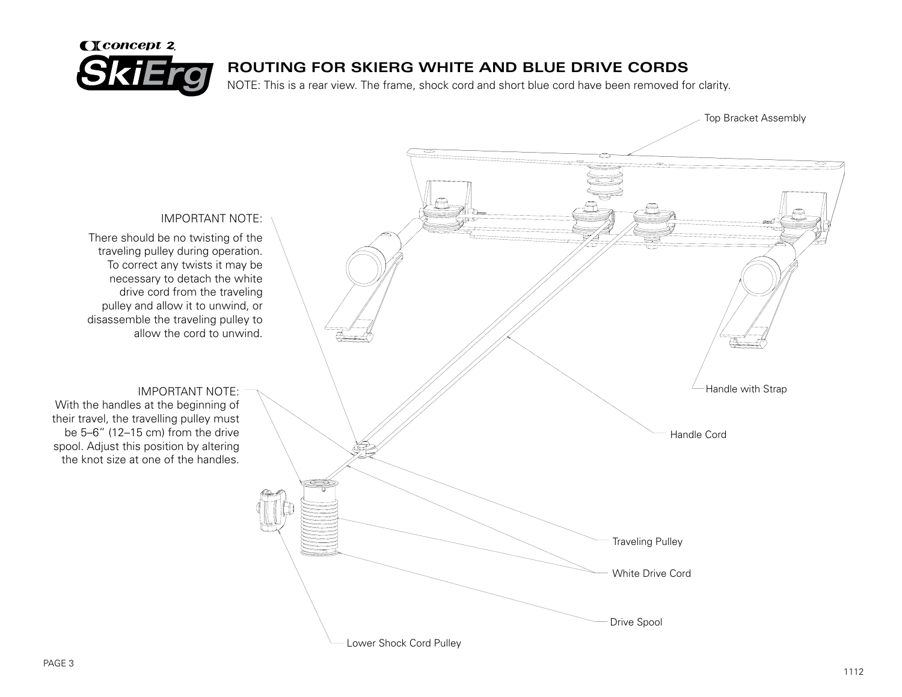# ROUTING FOR SKIERG WHITE AND BLUE DRIVE CORDS

NOTE: This is a rear view. The frame, shock cord and short blue cord have been removed for clarity.

Top Bracket Assembly

IMPORTANT NOTE:
There should be no twisting of the traveling pulley during operation. To correct any twists it may be necessary to detach the white drive cord from the traveling pulley and allow it to unwind, or disassemble the traveling pulley to allow the cord to unwind.

IMPORTANT NOTE:
With the handles at the beginning of their travel, the travelling pulley must be 5–6” (12–15 cm) from the drive spool. Adjust this position by altering the knot size at one of the handles.

Handle with Strap

Handle Cord

Traveling Pulley

White Drive Cord

Drive Spool

Lower Shock Cord Pulley

1112